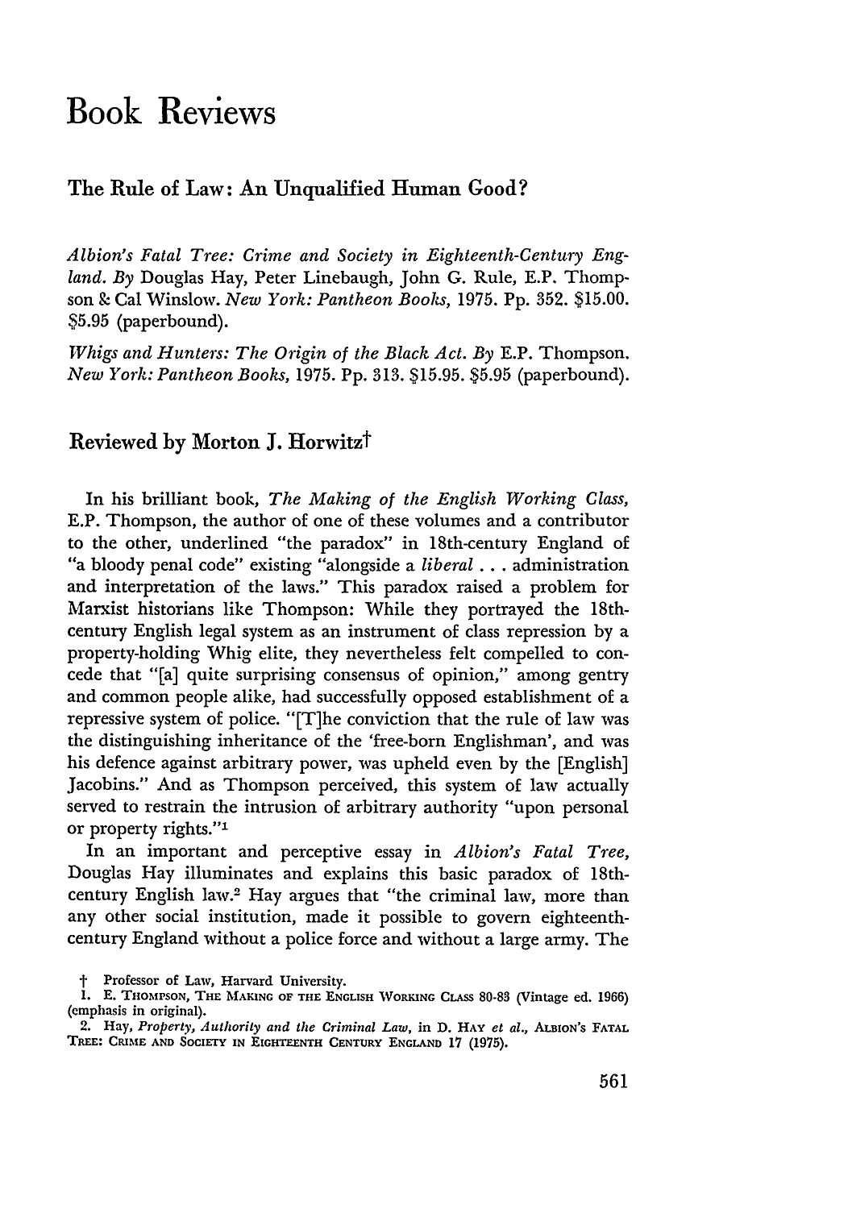# Book Reviews

## The Rule of Law: An Unqualified Human Good?

*Albion's Fatal Tree: Crime and Society in Eighteenth-Century England.* By Douglas Hay, Peter Linebaugh, John G. Rule, E.P. Thompson & Cal Winslow. *New York: Pantheon Books*, 1975. Pp. 352. $15.00. $5.95 (paperbound).

*Whigs and Hunters: The Origin of the Black Act.* By E.P. Thompson. *New York: Pantheon Books*, 1975. Pp. 313. $15.95. $5.95 (paperbound).

### Reviewed by Morton J. Horwitz†

In his brilliant book, *The Making of the English Working Class*, E.P. Thompson, the author of one of these volumes and a contributor to the other, underlined "the paradox" in 18th-century England of "a bloody penal code" existing "alongside a *liberal* . . . administration and interpretation of the laws." This paradox raised a problem for Marxist historians like Thompson: While they portrayed the 18th-century English legal system as an instrument of class repression by a property-holding Whig elite, they nevertheless felt compelled to concede that "[a] quite surprising consensus of opinion," among gentry and common people alike, had successfully opposed establishment of a repressive system of police. "[T]he conviction that the rule of law was the distinguishing inheritance of the 'free-born Englishman', and was his defence against arbitrary power, was upheld even by the [English] Jacobins." And as Thompson perceived, this system of law actually served to restrain the intrusion of arbitrary authority "upon personal or property rights."[1]

In an important and perceptive essay in *Albion's Fatal Tree*, Douglas Hay illuminates and explains this basic paradox of 18th-century English law.[2] Hay argues that "the criminal law, more than any other social institution, made it possible to govern eighteenth-century England without a police force and without a large army. The

† Professor of Law, Harvard University.

1. E. Thompson, The Making of the English Working Class 80-83 (Vintage ed. 1966) (emphasis in original).

2. Hay, *Property, Authority and the Criminal Law*, in D. Hay *et al.*, Albion's Fatal Tree: Crime and Society in Eighteenth Century England 17 (1975).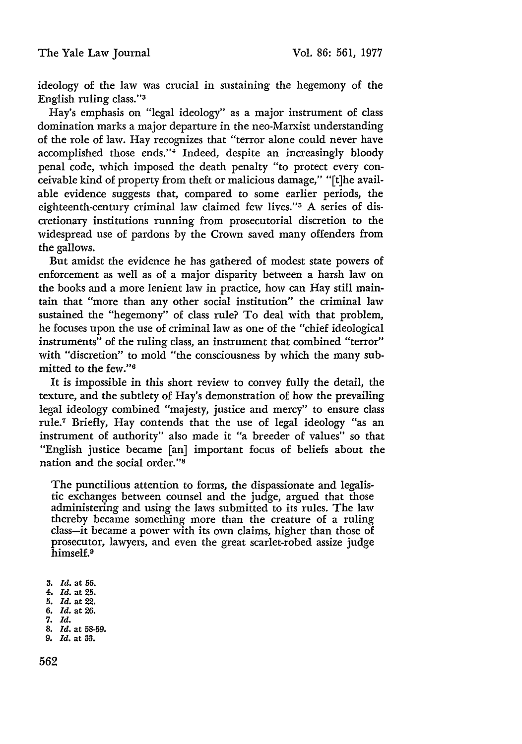ideology of the law was crucial in sustaining the hegemony of the English ruling class."[3]

Hay's emphasis on "legal ideology" as a major instrument of class domination marks a major departure in the neo-Marxist understanding of the role of law. Hay recognizes that "terror alone could never have accomplished those ends."[4] Indeed, despite an increasingly bloody penal code, which imposed the death penalty "to protect every conceivable kind of property from theft or malicious damage," "[t]he available evidence suggests that, compared to some earlier periods, the eighteenth-century criminal law claimed few lives."[5] A series of discretionary institutions running from prosecutorial discretion to the widespread use of pardons by the Crown saved many offenders from the gallows.

But amidst the evidence he has gathered of modest state powers of enforcement as well as of a major disparity between a harsh law on the books and a more lenient law in practice, how can Hay still maintain that "more than any other social institution" the criminal law sustained the "hegemony" of class rule? To deal with that problem, he focuses upon the use of criminal law as one of the "chief ideological instruments" of the ruling class, an instrument that combined "terror" with "discretion" to mold "the consciousness by which the many submitted to the few."[6]

It is impossible in this short review to convey fully the detail, the texture, and the subtlety of Hay's demonstration of how the prevailing legal ideology combined "majesty, justice and mercy" to ensure class rule.[7] Briefly, Hay contends that the use of legal ideology "as an instrument of authority" also made it "a breeder of values" so that "English justice became [an] important focus of beliefs about the nation and the social order."[8]

> The punctilious attention to forms, the dispassionate and legalistic exchanges between counsel and the judge, argued that those administering and using the laws submitted to its rules. The law thereby became something more than the creature of a ruling class—it became a power with its own claims, higher than those of prosecutor, lawyers, and even the great scarlet-robed assize judge himself.[9]

3. *Id.* at 56.
4. *Id.* at 25.
5. *Id.* at 22.
6. *Id.* at 26.
7. *Id.*
8. *Id.* at 58-59.
9. *Id.* at 33.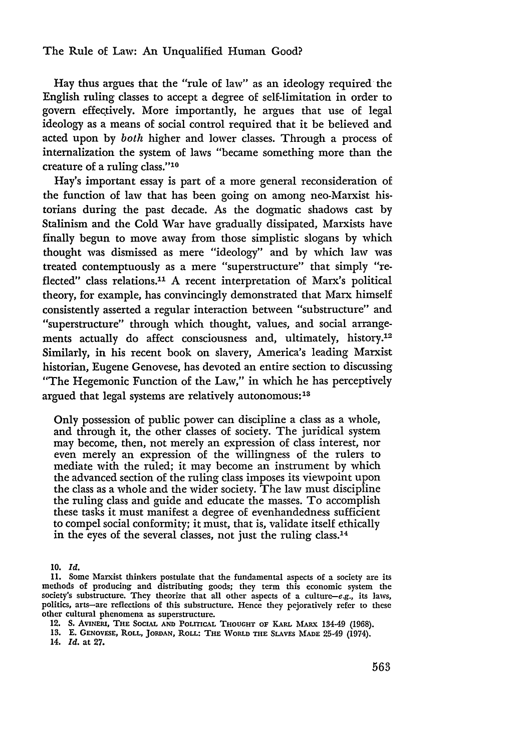Hay thus argues that the "rule of law" as an ideology required the English ruling classes to accept a degree of self-limitation in order to govern effectively. More importantly, he argues that use of legal ideology as a means of social control required that it be believed and acted upon by *both* higher and lower classes. Through a process of internalization the system of laws "became something more than the creature of a ruling class."[10]

Hay's important essay is part of a more general reconsideration of the function of law that has been going on among neo-Marxist historians during the past decade. As the dogmatic shadows cast by Stalinism and the Cold War have gradually dissipated, Marxists have finally begun to move away from those simplistic slogans by which thought was dismissed as mere "ideology" and by which law was treated contemptuously as a mere "superstructure" that simply "reflected" class relations.[11] A recent interpretation of Marx's political theory, for example, has convincingly demonstrated that Marx himself consistently asserted a regular interaction between "substructure" and "superstructure" through which thought, values, and social arrangements actually do affect consciousness and, ultimately, history.[12] Similarly, in his recent book on slavery, America's leading Marxist historian, Eugene Genovese, has devoted an entire section to discussing "The Hegemonic Function of the Law," in which he has perceptively argued that legal systems are relatively autonomous:[13]

> Only possession of public power can discipline a class as a whole, and through it, the other classes of society. The juridical system may become, then, not merely an expression of class interest, nor even merely an expression of the willingness of the rulers to mediate with the ruled; it may become an instrument by which the advanced section of the ruling class imposes its viewpoint upon the class as a whole and the wider society. The law must discipline the ruling class and guide and educate the masses. To accomplish these tasks it must manifest a degree of evenhandedness sufficient to compel social conformity; it must, that is, validate itself ethically in the eyes of the several classes, not just the ruling class.[14]

10. *Id.*

11. Some Marxist thinkers postulate that the fundamental aspects of a society are its methods of producing and distributing goods; they term this economic system the society's substructure. They theorize that all other aspects of a culture—*e.g.*, its laws, politics, arts—are reflections of this substructure. Hence they pejoratively refer to these other cultural phenomena as superstructure.

12. S. Avineri, The Social and Political Thought of Karl Marx 134-49 (1968).

13. E. Genovese, Roll, Jordan, Roll: The World the Slaves Made 25-49 (1974).

14. *Id.* at 27.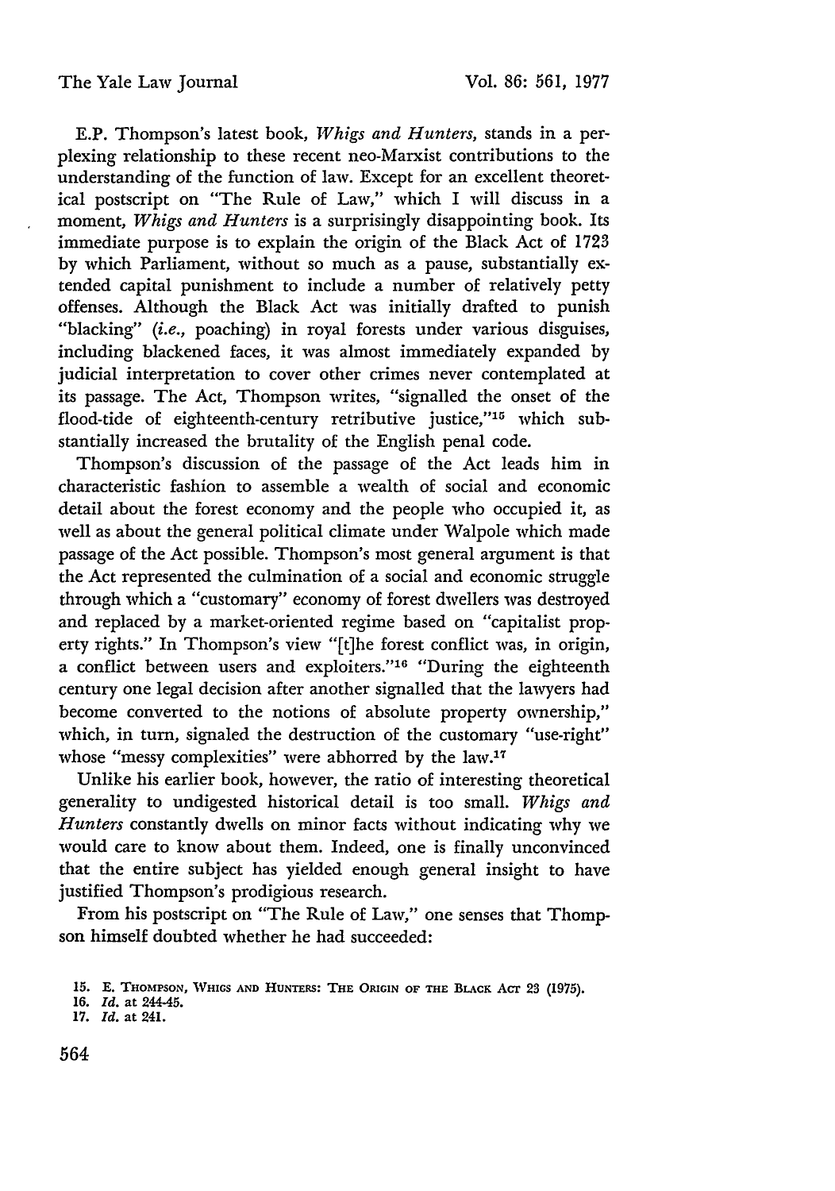E.P. Thompson's latest book, *Whigs and Hunters*, stands in a perplexing relationship to these recent neo-Marxist contributions to the understanding of the function of law. Except for an excellent theoretical postscript on "The Rule of Law," which I will discuss in a moment, *Whigs and Hunters* is a surprisingly disappointing book. Its immediate purpose is to explain the origin of the Black Act of 1723 by which Parliament, without so much as a pause, substantially extended capital punishment to include a number of relatively petty offenses. Although the Black Act was initially drafted to punish "blacking" (*i.e.*, poaching) in royal forests under various disguises, including blackened faces, it was almost immediately expanded by judicial interpretation to cover other crimes never contemplated at its passage. The Act, Thompson writes, "signalled the onset of the flood-tide of eighteenth-century retributive justice,"[15] which substantially increased the brutality of the English penal code.

Thompson's discussion of the passage of the Act leads him in characteristic fashion to assemble a wealth of social and economic detail about the forest economy and the people who occupied it, as well as about the general political climate under Walpole which made passage of the Act possible. Thompson's most general argument is that the Act represented the culmination of a social and economic struggle through which a "customary" economy of forest dwellers was destroyed and replaced by a market-oriented regime based on "capitalist property rights." In Thompson's view "[t]he forest conflict was, in origin, a conflict between users and exploiters."[16] "During the eighteenth century one legal decision after another signalled that the lawyers had become converted to the notions of absolute property ownership," which, in turn, signaled the destruction of the customary "use-right" whose "messy complexities" were abhorred by the law.[17]

Unlike his earlier book, however, the ratio of interesting theoretical generality to undigested historical detail is too small. *Whigs and Hunters* constantly dwells on minor facts without indicating why we would care to know about them. Indeed, one is finally unconvinced that the entire subject has yielded enough general insight to have justified Thompson's prodigious research.

From his postscript on "The Rule of Law," one senses that Thompson himself doubted whether he had succeeded:

15. E. THOMPSON, WHIGS AND HUNTERS: THE ORIGIN OF THE BLACK ACT 23 (1975).
16. *Id.* at 244-45.
17. *Id.* at 241.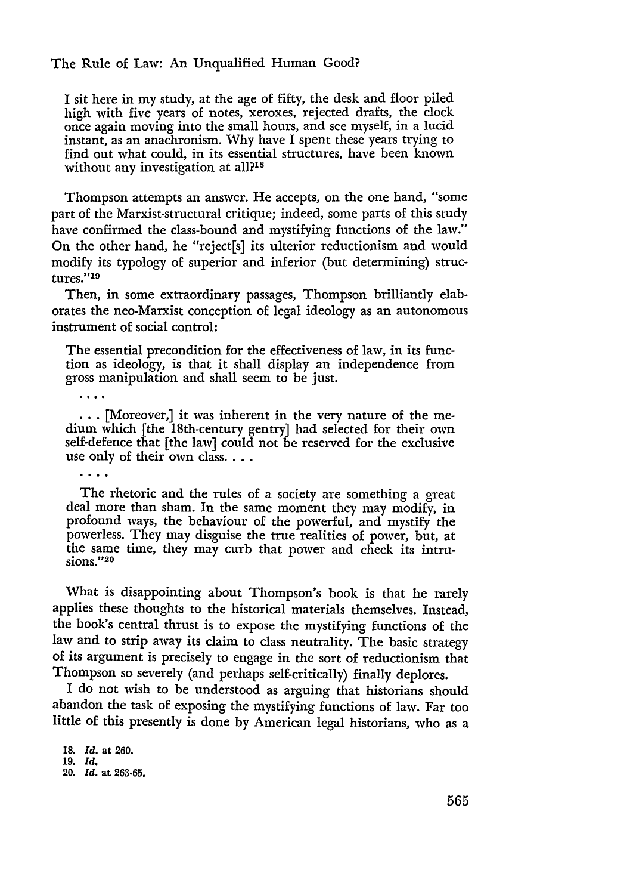I sit here in my study, at the age of fifty, the desk and floor piled high with five years of notes, xeroxes, rejected drafts, the clock once again moving into the small hours, and see myself, in a lucid instant, as an anachronism. Why have I spent these years trying to find out what could, in its essential structures, have been known without any investigation at all?[18]

Thompson attempts an answer. He accepts, on the one hand, "some part of the Marxist-structural critique; indeed, some parts of this study have confirmed the class-bound and mystifying functions of the law." On the other hand, he "reject[s] its ulterior reductionism and would modify its typology of superior and inferior (but determining) structures."[19]

Then, in some extraordinary passages, Thompson brilliantly elaborates the neo-Marxist conception of legal ideology as an autonomous instrument of social control:

> The essential precondition for the effectiveness of law, in its function as ideology, is that it shall display an independence from gross manipulation and shall seem to be just.
>
> . . . .
>
> . . . [Moreover,] it was inherent in the very nature of the medium which [the 18th-century gentry] had selected for their own self-defence that [the law] could not be reserved for the exclusive use only of their own class. . . .
>
> . . . .
>
> The rhetoric and the rules of a society are something a great deal more than sham. In the same moment they may modify, in profound ways, the behaviour of the powerful, and mystify the powerless. They may disguise the true realities of power, but, at the same time, they may curb that power and check its intrusions."[20]

What is disappointing about Thompson's book is that he rarely applies these thoughts to the historical materials themselves. Instead, the book's central thrust is to expose the mystifying functions of the law and to strip away its claim to class neutrality. The basic strategy of its argument is precisely to engage in the sort of reductionism that Thompson so severely (and perhaps self-critically) finally deplores.

I do not wish to be understood as arguing that historians should abandon the task of exposing the mystifying functions of law. Far too little of this presently is done by American legal historians, who as a

18. *Id.* at 260.
19. *Id.*
20. *Id.* at 263-65.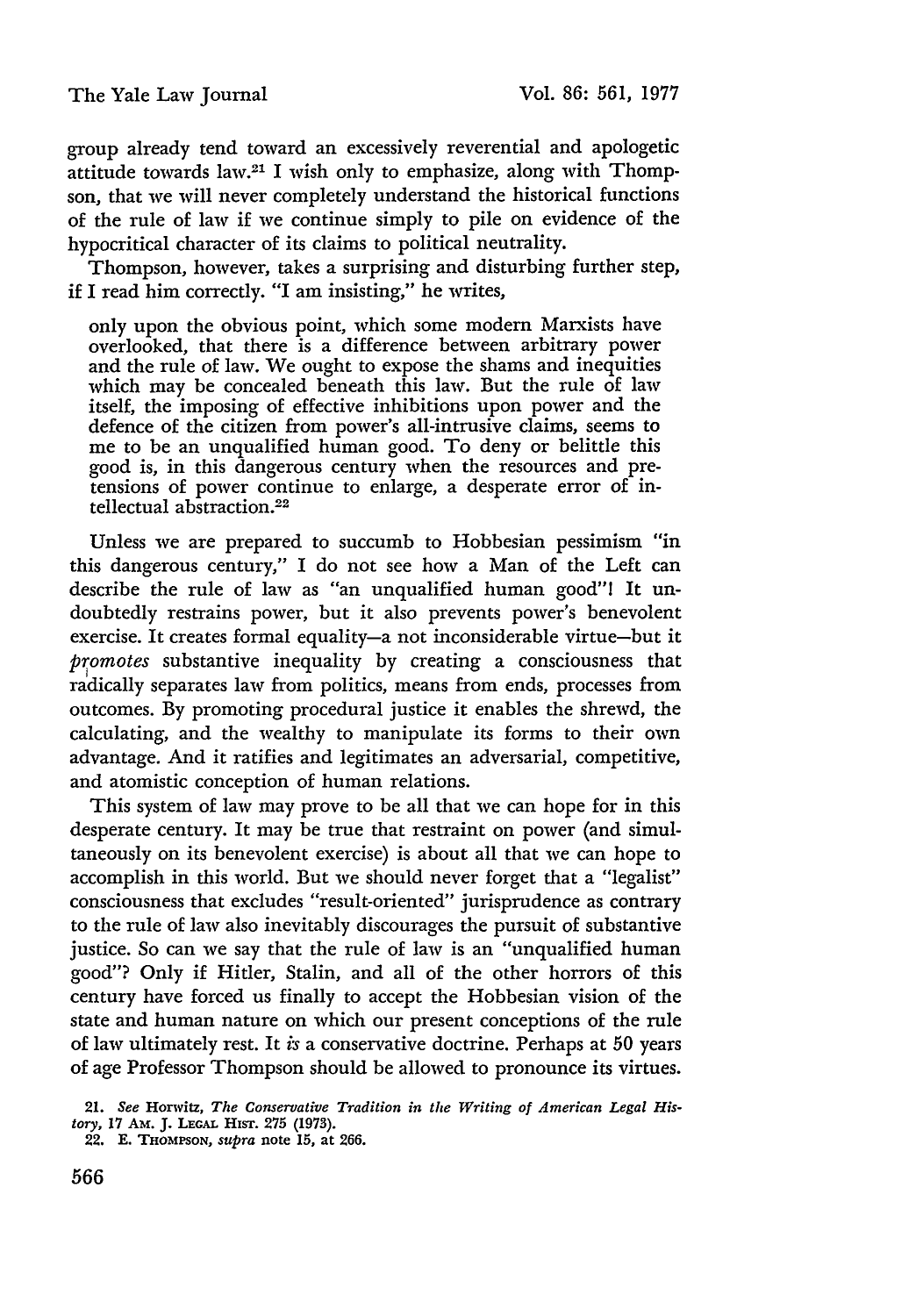group already tend toward an excessively reverential and apologetic attitude towards law.[21] I wish only to emphasize, along with Thompson, that we will never completely understand the historical functions of the rule of law if we continue simply to pile on evidence of the hypocritical character of its claims to political neutrality.

Thompson, however, takes a surprising and disturbing further step, if I read him correctly. "I am insisting," he writes,

> only upon the obvious point, which some modern Marxists have overlooked, that there is a difference between arbitrary power and the rule of law. We ought to expose the shams and inequities which may be concealed beneath this law. But the rule of law itself, the imposing of effective inhibitions upon power and the defence of the citizen from power's all-intrusive claims, seems to me to be an unqualified human good. To deny or belittle this good is, in this dangerous century when the resources and pretensions of power continue to enlarge, a desperate error of intellectual abstraction.[22]

Unless we are prepared to succumb to Hobbesian pessimism "in this dangerous century," I do not see how a Man of the Left can describe the rule of law as "an unqualified human good"! It undoubtedly restrains power, but it also prevents power's benevolent exercise. It creates formal equality—a not inconsiderable virtue—but it *promotes* substantive inequality by creating a consciousness that radically separates law from politics, means from ends, processes from outcomes. By promoting procedural justice it enables the shrewd, the calculating, and the wealthy to manipulate its forms to their own advantage. And it ratifies and legitimates an adversarial, competitive, and atomistic conception of human relations.

This system of law may prove to be all that we can hope for in this desperate century. It may be true that restraint on power (and simultaneously on its benevolent exercise) is about all that we can hope to accomplish in this world. But we should never forget that a "legalist" consciousness that excludes "result-oriented" jurisprudence as contrary to the rule of law also inevitably discourages the pursuit of substantive justice. So can we say that the rule of law is an "unqualified human good"? Only if Hitler, Stalin, and all of the other horrors of this century have forced us finally to accept the Hobbesian vision of the state and human nature on which our present conceptions of the rule of law ultimately rest. It *is* a conservative doctrine. Perhaps at 50 years of age Professor Thompson should be allowed to pronounce its virtues.

21. *See* Horwitz, *The Conservative Tradition in the Writing of American Legal History*, 17 AM. J. LEGAL HIST. 275 (1973).

22. E. THOMPSON, *supra* note 15, at 266.